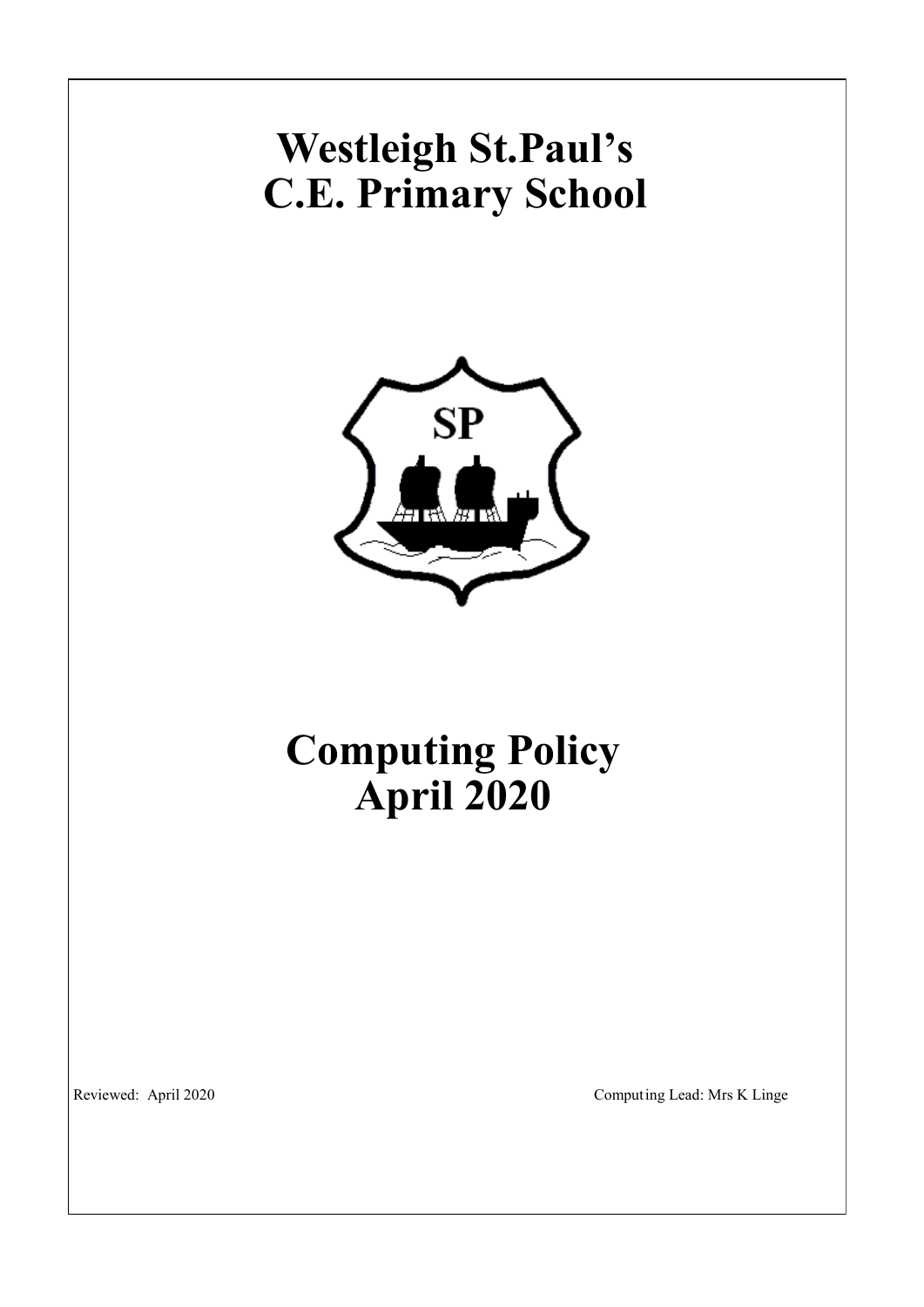# Westleigh St.Paul's C.E. Primary School

# Computing Policy April 2020

Reviewed: April 2020

Computing Lead: Mrs K Linge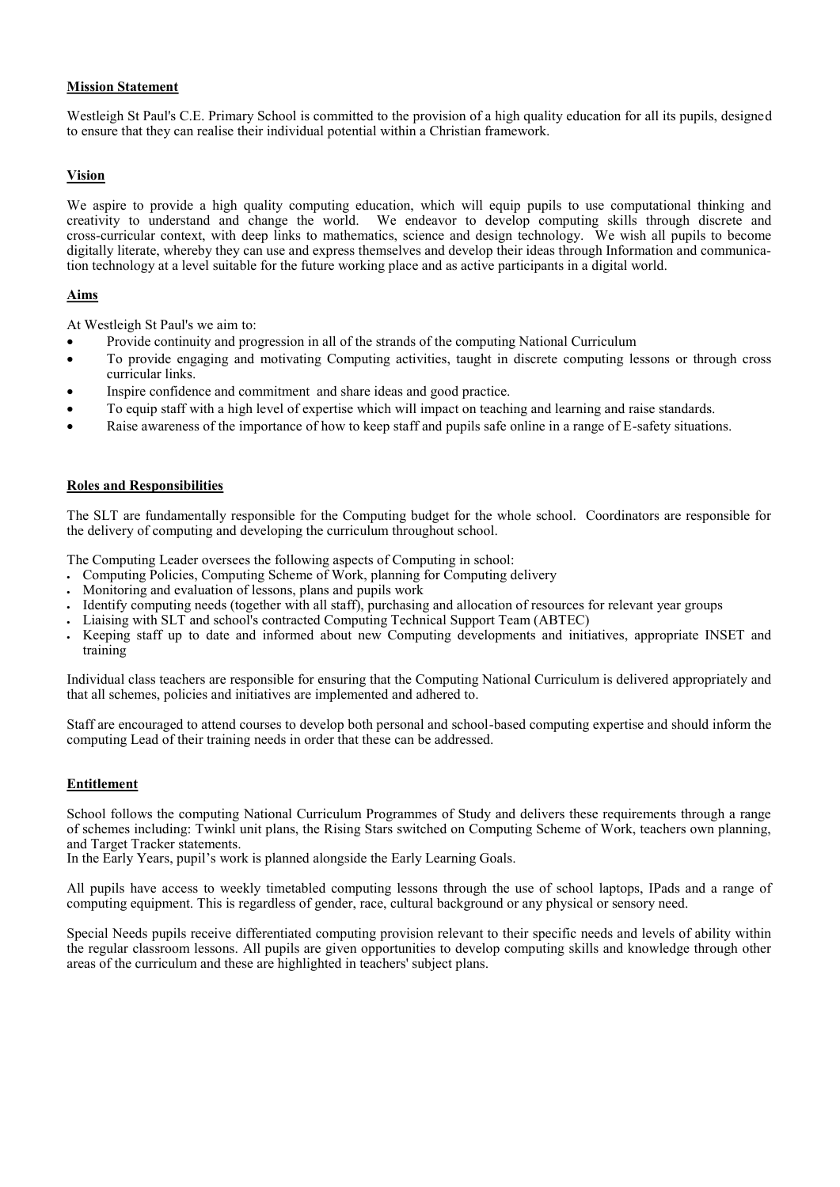## Mission Statement

Westleigh St Paul's C.E. Primary School is committed to the provision of a high quality education for all its pupils, designed to ensure that they can realise their individual potential within a Christian framework.

## Vision

We aspire to provide a high quality computing education, which will equip pupils to use computational thinking and creativity to understand and change the world. We endeavor to develop computing skills through discrete and cross-curricular context, with deep links to mathematics, science and design technology. We wish all pupils to become digitally literate, whereby they can use and express themselves and develop their ideas through Information and communication technology at a level suitable for the future working place and as active participants in a digital world.

## Aims

At Westleigh St Paul's we aim to:

- Provide continuity and progression in all of the strands of the computing National Curriculum
- To provide engaging and motivating Computing activities, taught in discrete computing lessons or through cross curricular links.
- Inspire confidence and commitment and share ideas and good practice.
- To equip staff with a high level of expertise which will impact on teaching and learning and raise standards.
- Raise awareness of the importance of how to keep staff and pupils safe online in a range of E-safety situations.

## Roles and Responsibilities

The SLT are fundamentally responsible for the Computing budget for the whole school. Coordinators are responsible for the delivery of computing and developing the curriculum throughout school.

The Computing Leader oversees the following aspects of Computing in school:

- Computing Policies, Computing Scheme of Work, planning for Computing delivery
- Monitoring and evaluation of lessons, plans and pupils work
- Identify computing needs (together with all staff), purchasing and allocation of resources for relevant year groups
- Liaising with SLT and school's contracted Computing Technical Support Team (ABTEC)
- Keeping staff up to date and informed about new Computing developments and initiatives, appropriate INSET and training

Individual class teachers are responsible for ensuring that the Computing National Curriculum is delivered appropriately and that all schemes, policies and initiatives are implemented and adhered to.

Staff are encouraged to attend courses to develop both personal and school-based computing expertise and should inform the computing Lead of their training needs in order that these can be addressed.

## Entitlement

School follows the computing National Curriculum Programmes of Study and delivers these requirements through a range of schemes including: Twinkl unit plans, the Rising Stars switched on Computing Scheme of Work, teachers own planning, and Target Tracker statements.
In the Early Years, pupil's work is planned alongside the Early Learning Goals.

All pupils have access to weekly timetabled computing lessons through the use of school laptops, IPads and a range of computing equipment. This is regardless of gender, race, cultural background or any physical or sensory need.

Special Needs pupils receive differentiated computing provision relevant to their specific needs and levels of ability within the regular classroom lessons. All pupils are given opportunities to develop computing skills and knowledge through other areas of the curriculum and these are highlighted in teachers' subject plans.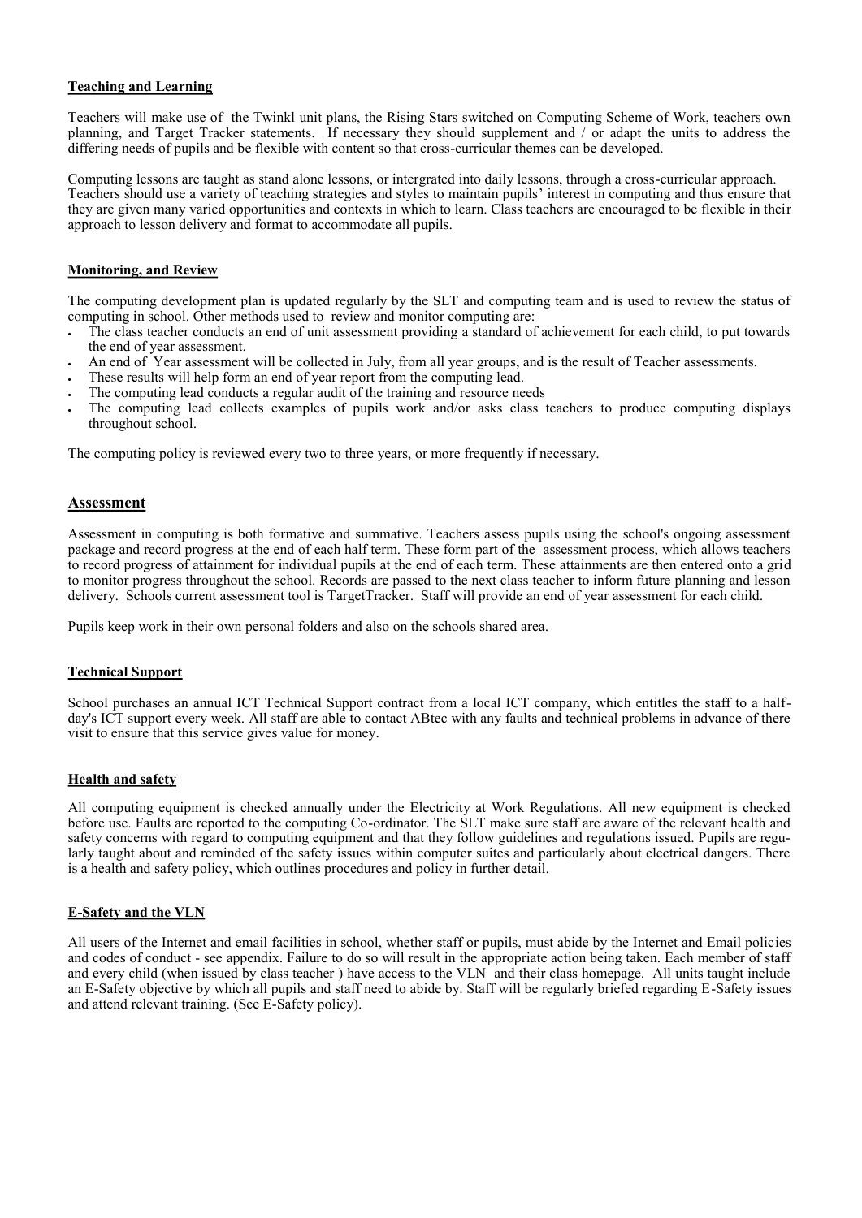## Teaching and Learning

Teachers will make use of the Twinkl unit plans, the Rising Stars switched on Computing Scheme of Work, teachers own planning, and Target Tracker statements. If necessary they should supplement and / or adapt the units to address the differing needs of pupils and be flexible with content so that cross-curricular themes can be developed.

Computing lessons are taught as stand alone lessons, or intergrated into daily lessons, through a cross-curricular approach. Teachers should use a variety of teaching strategies and styles to maintain pupils' interest in computing and thus ensure that they are given many varied opportunities and contexts in which to learn. Class teachers are encouraged to be flexible in their approach to lesson delivery and format to accommodate all pupils.

## Monitoring, and Review

The computing development plan is updated regularly by the SLT and computing team and is used to review the status of computing in school. Other methods used to review and monitor computing are:

- The class teacher conducts an end of unit assessment providing a standard of achievement for each child, to put towards the end of year assessment.
- An end of Year assessment will be collected in July, from all year groups, and is the result of Teacher assessments.
- These results will help form an end of year report from the computing lead.
- The computing lead conducts a regular audit of the training and resource needs
- The computing lead collects examples of pupils work and/or asks class teachers to produce computing displays throughout school.

The computing policy is reviewed every two to three years, or more frequently if necessary.

## Assessment

Assessment in computing is both formative and summative. Teachers assess pupils using the school's ongoing assessment package and record progress at the end of each half term. These form part of the assessment process, which allows teachers to record progress of attainment for individual pupils at the end of each term. These attainments are then entered onto a grid to monitor progress throughout the school. Records are passed to the next class teacher to inform future planning and lesson delivery. Schools current assessment tool is TargetTracker. Staff will provide an end of year assessment for each child.

Pupils keep work in their own personal folders and also on the schools shared area.

## Technical Support

School purchases an annual ICT Technical Support contract from a local ICT company, which entitles the staff to a half-day's ICT support every week. All staff are able to contact ABtec with any faults and technical problems in advance of there visit to ensure that this service gives value for money.

## Health and safety

All computing equipment is checked annually under the Electricity at Work Regulations. All new equipment is checked before use. Faults are reported to the computing Co-ordinator. The SLT make sure staff are aware of the relevant health and safety concerns with regard to computing equipment and that they follow guidelines and regulations issued. Pupils are regularly taught about and reminded of the safety issues within computer suites and particularly about electrical dangers. There is a health and safety policy, which outlines procedures and policy in further detail.

## E-Safety and the VLN

All users of the Internet and email facilities in school, whether staff or pupils, must abide by the Internet and Email policies and codes of conduct - see appendix. Failure to do so will result in the appropriate action being taken. Each member of staff and every child (when issued by class teacher ) have access to the VLN and their class homepage. All units taught include an E-Safety objective by which all pupils and staff need to abide by. Staff will be regularly briefed regarding E-Safety issues and attend relevant training. (See E-Safety policy).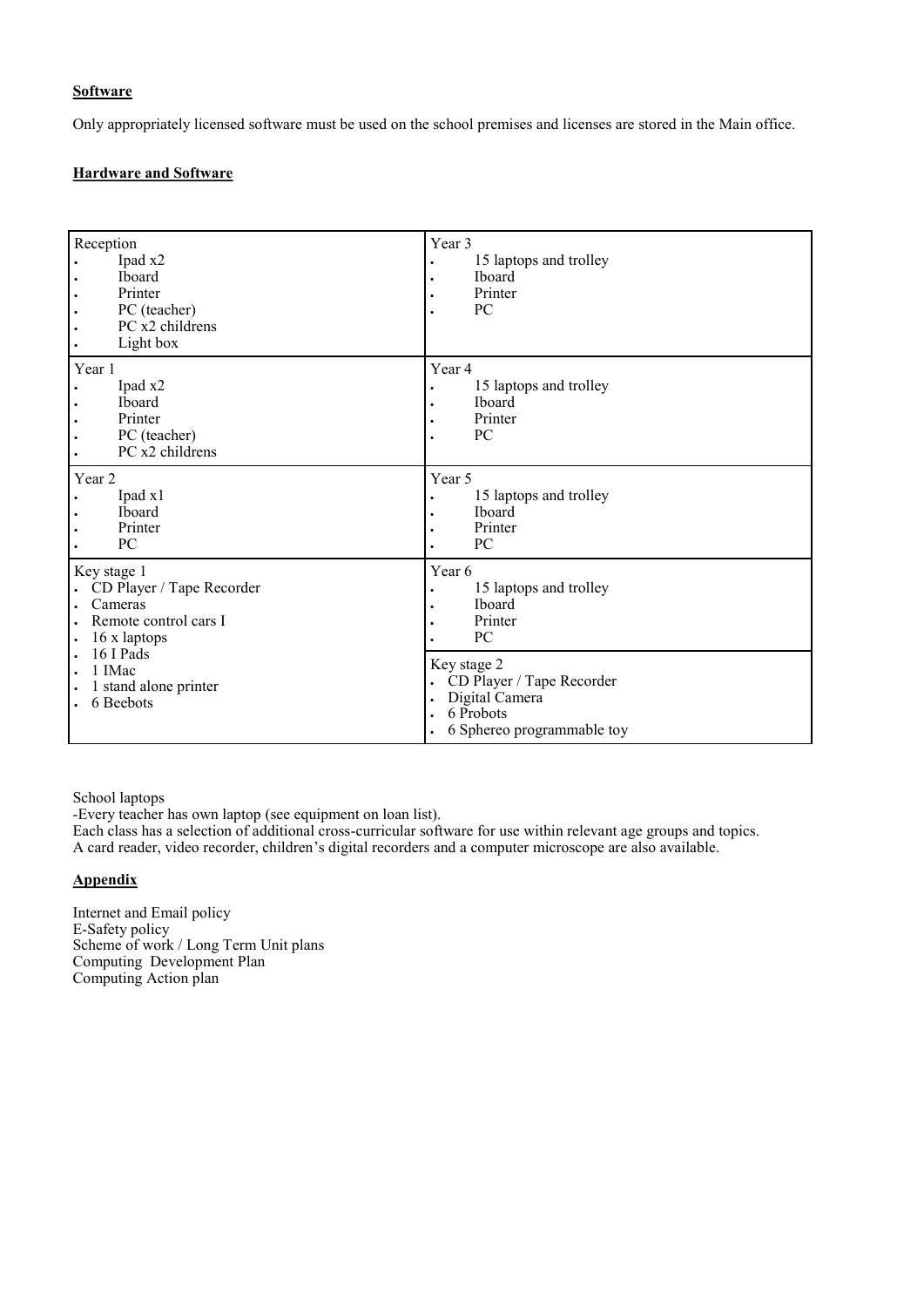**Software**

Only appropriately licensed software must be used on the school premises and licenses are stored in the Main office.

**Hardware and Software**

| | |
|---|---|
| Reception<br>• Ipad x2<br>• Iboard<br>• Printer<br>• PC (teacher)<br>• PC x2 childrens<br>• Light box | Year 3<br>• 15 laptops and trolley<br>• Iboard<br>• Printer<br>• PC |
| Year 1<br>• Ipad x2<br>• Iboard<br>• Printer<br>• PC (teacher)<br>• PC x2 childrens | Year 4<br>• 15 laptops and trolley<br>• Iboard<br>• Printer<br>• PC |
| Year 2<br>• Ipad x1<br>• Iboard<br>• Printer<br>• PC | Year 5<br>• 15 laptops and trolley<br>• Iboard<br>• Printer<br>• PC |
| Key stage 1<br>• CD Player / Tape Recorder<br>• Cameras<br>• Remote control cars I<br>• 16 x laptops<br>• 16 I Pads<br>• 1 IMac<br>• 1 stand alone printer<br>• 6 Beebots | Year 6<br>• 15 laptops and trolley<br>• Iboard<br>• Printer<br>• PC<br><br>Key stage 2<br>• CD Player / Tape Recorder<br>• Digital Camera<br>• 6 Probots<br>• 6 Sphereo programmable toy |

School laptops
-Every teacher has own laptop (see equipment on loan list).
Each class has a selection of additional cross-curricular software for use within relevant age groups and topics.
A card reader, video recorder, children's digital recorders and a computer microscope are also available.

**Appendix**

Internet and Email policy
E-Safety policy
Scheme of work / Long Term Unit plans
Computing Development Plan
Computing Action plan